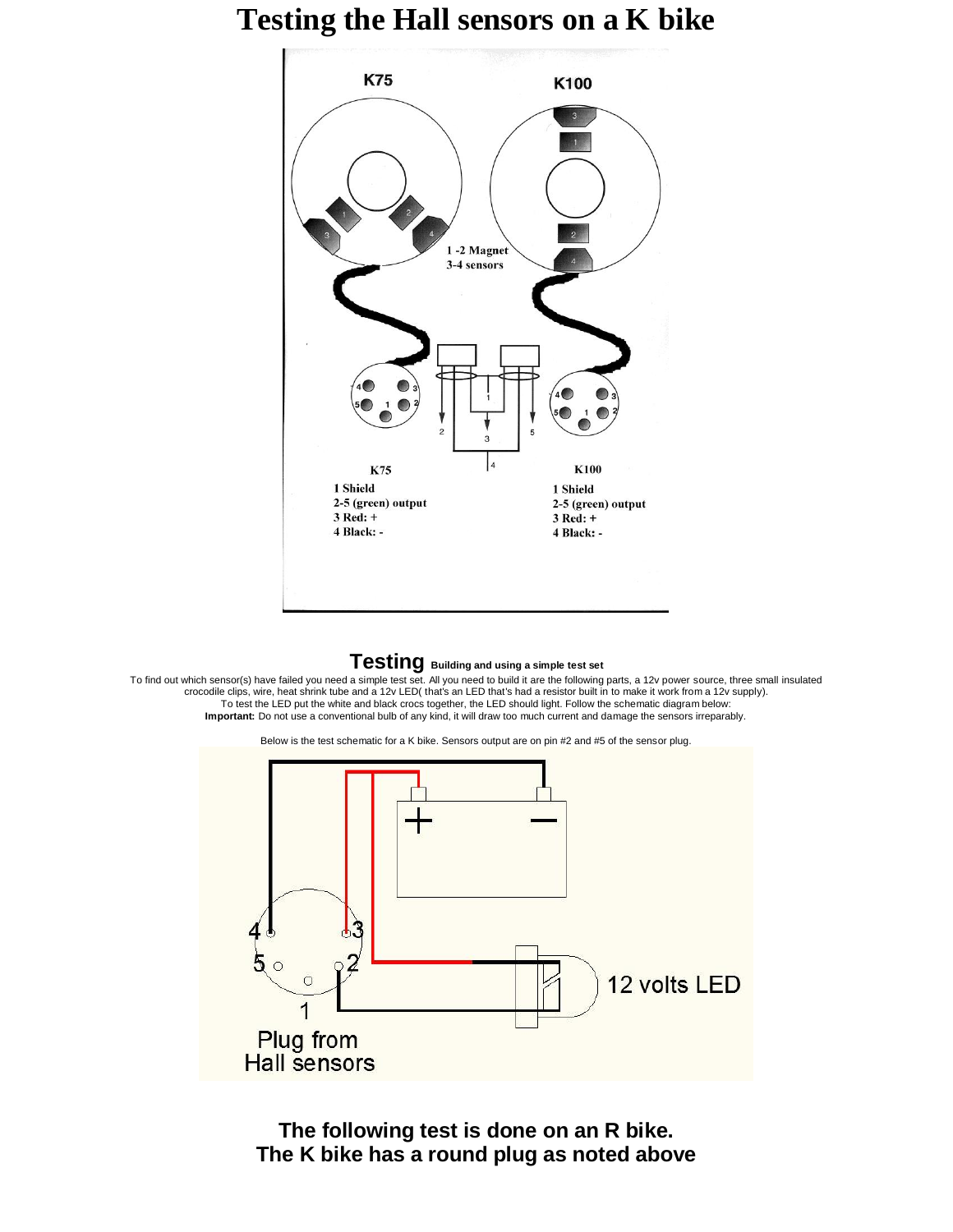# Testing the Hall sensors on a K bike

K75

K100

1 -2 Magnet
3-4 sensors

K75
1 Shield
2-5 (green) output
3 Red: +
4 Black: -

K100
1 Shield
2-5 (green) output
3 Red: +
4 Black: -

## Testing Building and using a simple test set

To find out which sensor(s) have failed you need a simple test set. All you need to build it are the following parts, a 12v power source, three small insulated crocodile clips, wire, heat shrink tube and a 12v LED( that's an LED that's had a resistor built in to make it work from a 12v supply).
To test the LED put the white and black crocs together, the LED should light. Follow the schematic diagram below:
**Important:** Do not use a conventional bulb of any kind, it will draw too much current and damage the sensors irreparably.

Below is the test schematic for a K bike. Sensors output are on pin #2 and #5 of the sensor plug.

12 volts LED

Plug from Hall sensors

**The following test is done on an R bike.**
**The K bike has a round plug as noted above**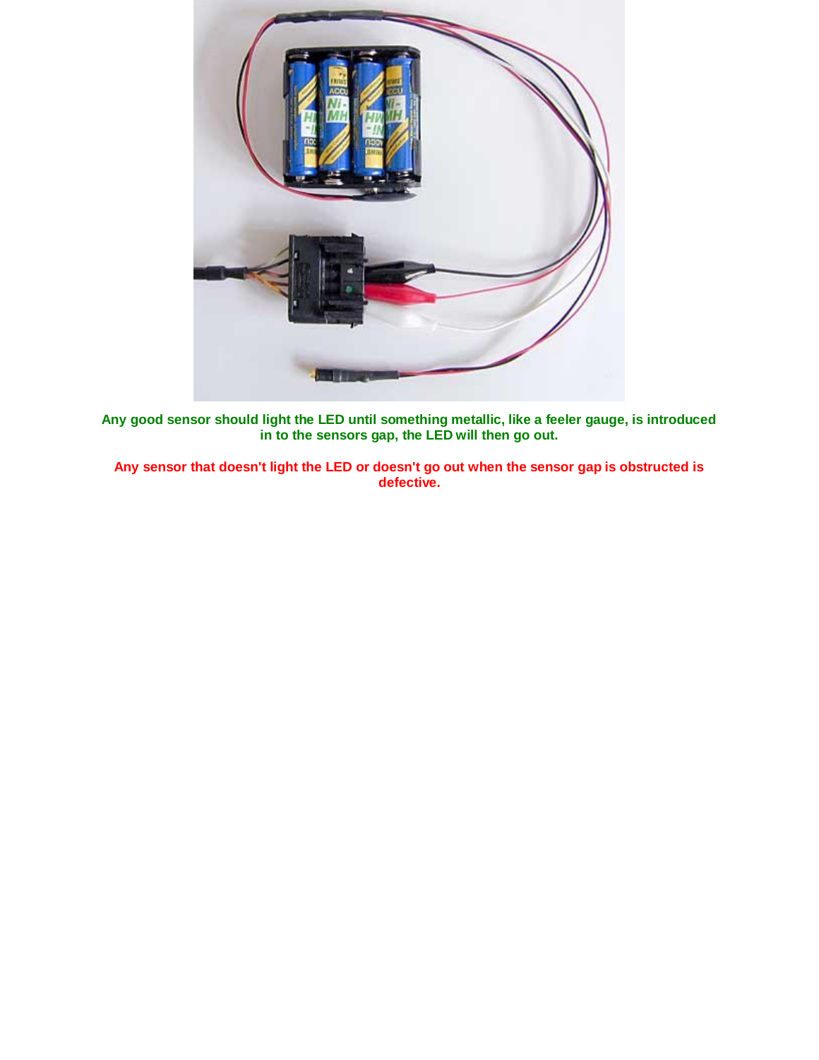**Any good sensor should light the LED until something metallic, like a feeler gauge, is introduced in to the sensors gap, the LED will then go out.**

**Any sensor that doesn't light the LED or doesn't go out when the sensor gap is obstructed is defective.**